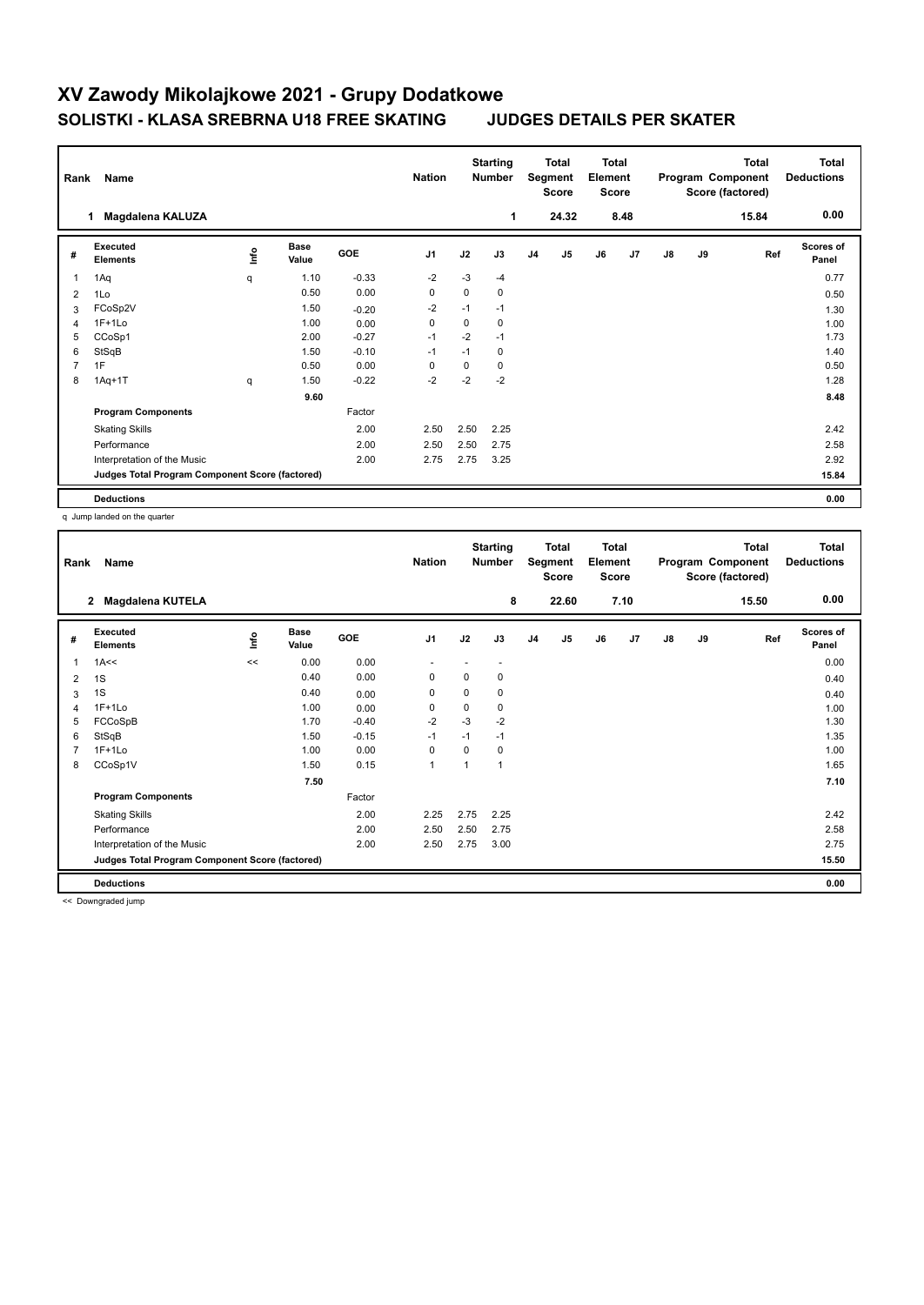# XV Zawody Mikolajkowe 2021 - Grupy Dodatkowe

## SOLISTKI - KLASA SREBRNA U18 FREE SKATING JUDGES DETAILS PER SKATER

| Rank | Name | Nation | Starting Number | Total Segment Score | Total Element Score | Total Program Component Score (factored) | Total Deductions |
|---|---|---|---|---|---|---|---|
| 1 | Magdalena KALUZA | | 1 | 24.32 | 8.48 | 15.84 | 0.00 |

| # | Executed Elements | Info | Base Value | GOE | J1 | J2 | J3 | J4 | J5 | J6 | J7 | J8 | J9 | Ref | Scores of Panel |
|---|---|---|---|---|---|---|---|---|---|---|---|---|---|---|---|
| 1 | 1Aq | q | 1.10 | -0.33 | -2 | -3 | -4 | | | | | | | | 0.77 |
| 2 | 1Lo | | 0.50 | 0.00 | 0 | 0 | 0 | | | | | | | | 0.50 |
| 3 | FCoSp2V | | 1.50 | -0.20 | -2 | -1 | -1 | | | | | | | | 1.30 |
| 4 | 1F+1Lo | | 1.00 | 0.00 | 0 | 0 | 0 | | | | | | | | 1.00 |
| 5 | CCoSp1 | | 2.00 | -0.27 | -1 | -2 | -1 | | | | | | | | 1.73 |
| 6 | StSqB | | 1.50 | -0.10 | -1 | -1 | 0 | | | | | | | | 1.40 |
| 7 | 1F | | 0.50 | 0.00 | 0 | 0 | 0 | | | | | | | | 0.50 |
| 8 | 1Aq+1T | q | 1.50 | -0.22 | -2 | -2 | -2 | | | | | | | | 1.28 |
| | | | 9.60 | | | | | | | | | | | | 8.48 |
| | **Program Components** | | | Factor | | | | | | | | | | | |
| | Skating Skills | | | 2.00 | 2.50 | 2.50 | 2.25 | | | | | | | | 2.42 |
| | Performance | | | 2.00 | 2.50 | 2.50 | 2.75 | | | | | | | | 2.58 |
| | Interpretation of the Music | | | 2.00 | 2.75 | 2.75 | 3.25 | | | | | | | | 2.92 |
| | **Judges Total Program Component Score (factored)** | | | | | | | | | | | | | | 15.84 |
| | **Deductions** | | | | | | | | | | | | | | 0.00 |

q Jump landed on the quarter

| Rank | Name | Nation | Starting Number | Total Segment Score | Total Element Score | Total Program Component Score (factored) | Total Deductions |
|---|---|---|---|---|---|---|---|
| 2 | Magdalena KUTELA | | 8 | 22.60 | 7.10 | 15.50 | 0.00 |

| # | Executed Elements | Info | Base Value | GOE | J1 | J2 | J3 | J4 | J5 | J6 | J7 | J8 | J9 | Ref | Scores of Panel |
|---|---|---|---|---|---|---|---|---|---|---|---|---|---|---|---|
| 1 | 1A<< | << | 0.00 | 0.00 | - | - | - | | | | | | | | 0.00 |
| 2 | 1S | | 0.40 | 0.00 | 0 | 0 | 0 | | | | | | | | 0.40 |
| 3 | 1S | | 0.40 | 0.00 | 0 | 0 | 0 | | | | | | | | 0.40 |
| 4 | 1F+1Lo | | 1.00 | 0.00 | 0 | 0 | 0 | | | | | | | | 1.00 |
| 5 | FCCoSpB | | 1.70 | -0.40 | -2 | -3 | -2 | | | | | | | | 1.30 |
| 6 | StSqB | | 1.50 | -0.15 | -1 | -1 | -1 | | | | | | | | 1.35 |
| 7 | 1F+1Lo | | 1.00 | 0.00 | 0 | 0 | 0 | | | | | | | | 1.00 |
| 8 | CCoSp1V | | 1.50 | 0.15 | 1 | 1 | 1 | | | | | | | | 1.65 |
| | | | 7.50 | | | | | | | | | | | | 7.10 |
| | **Program Components** | | | Factor | | | | | | | | | | | |
| | Skating Skills | | | 2.00 | 2.25 | 2.75 | 2.25 | | | | | | | | 2.42 |
| | Performance | | | 2.00 | 2.50 | 2.50 | 2.75 | | | | | | | | 2.58 |
| | Interpretation of the Music | | | 2.00 | 2.50 | 2.75 | 3.00 | | | | | | | | 2.75 |
| | **Judges Total Program Component Score (factored)** | | | | | | | | | | | | | | 15.50 |
| | **Deductions** | | | | | | | | | | | | | | 0.00 |

<< Downgraded jump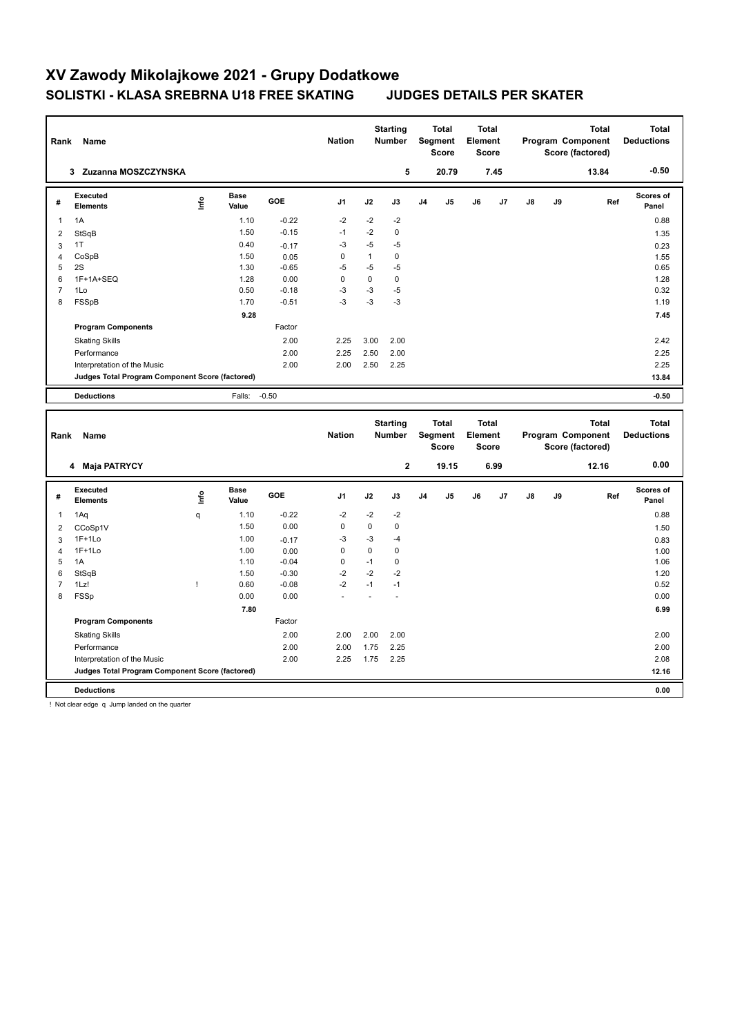# XV Zawody Mikolajkowe 2021 - Grupy Dodatkowe

## SOLISTKI - KLASA SREBRNA U18 FREE SKATING JUDGES DETAILS PER SKATER

| Rank | Name | Nation | Starting Number | Total Segment Score | Total Element Score | Total Program Component Score (factored) | Total Deductions |
|---|---|---|---|---|---|---|---|
| 3 | Zuzanna MOSZCZYNSKA | | 5 | 20.79 | 7.45 | 13.84 | -0.50 |

| # | Executed Elements | Info | Base Value | GOE | J1 | J2 | J3 | J4 | J5 | J6 | J7 | J8 | J9 | Ref | Scores of Panel |
|---|---|---|---|---|---|---|---|---|---|---|---|---|---|---|---|
| 1 | 1A | | 1.10 | -0.22 | -2 | -2 | -2 | | | | | | | | 0.88 |
| 2 | StSqB | | 1.50 | -0.15 | -1 | -2 | 0 | | | | | | | | 1.35 |
| 3 | 1T | | 0.40 | -0.17 | -3 | -5 | -5 | | | | | | | | 0.23 |
| 4 | CoSpB | | 1.50 | 0.05 | 0 | 1 | 0 | | | | | | | | 1.55 |
| 5 | 2S | | 1.30 | -0.65 | -5 | -5 | -5 | | | | | | | | 0.65 |
| 6 | 1F+1A+SEQ | | 1.28 | 0.00 | 0 | 0 | 0 | | | | | | | | 1.28 |
| 7 | 1Lo | | 0.50 | -0.18 | -3 | -3 | -5 | | | | | | | | 0.32 |
| 8 | FSSpB | | 1.70 | -0.51 | -3 | -3 | -3 | | | | | | | | 1.19 |
| | | | 9.28 | | | | | | | | | | | | 7.45 |
| | **Program Components** | | | Factor | | | | | | | | | | | |
| | Skating Skills | | | 2.00 | 2.25 | 3.00 | 2.00 | | | | | | | | 2.42 |
| | Performance | | | 2.00 | 2.25 | 2.50 | 2.00 | | | | | | | | 2.25 |
| | Interpretation of the Music | | | 2.00 | 2.00 | 2.50 | 2.25 | | | | | | | | 2.25 |
| | **Judges Total Program Component Score (factored)** | | | | | | | | | | | | | | 13.84 |
| | **Deductions** | | Falls: | -0.50 | | | | | | | | | | | -0.50 |

| Rank | Name | Nation | Starting Number | Total Segment Score | Total Element Score | Total Program Component Score (factored) | Total Deductions |
|---|---|---|---|---|---|---|---|
| 4 | Maja PATRYCY | | 2 | 19.15 | 6.99 | 12.16 | 0.00 |

| # | Executed Elements | Info | Base Value | GOE | J1 | J2 | J3 | J4 | J5 | J6 | J7 | J8 | J9 | Ref | Scores of Panel |
|---|---|---|---|---|---|---|---|---|---|---|---|---|---|---|---|
| 1 | 1Aq | q | 1.10 | -0.22 | -2 | -2 | -2 | | | | | | | | 0.88 |
| 2 | CCoSp1V | | 1.50 | 0.00 | 0 | 0 | 0 | | | | | | | | 1.50 |
| 3 | 1F+1Lo | | 1.00 | -0.17 | -3 | -3 | -4 | | | | | | | | 0.83 |
| 4 | 1F+1Lo | | 1.00 | 0.00 | 0 | 0 | 0 | | | | | | | | 1.00 |
| 5 | 1A | | 1.10 | -0.04 | 0 | -1 | 0 | | | | | | | | 1.06 |
| 6 | StSqB | | 1.50 | -0.30 | -2 | -2 | -2 | | | | | | | | 1.20 |
| 7 | 1Lz! | ! | 0.60 | -0.08 | -2 | -1 | -1 | | | | | | | | 0.52 |
| 8 | FSSp | | 0.00 | 0.00 | - | - | - | | | | | | | | 0.00 |
| | | | 7.80 | | | | | | | | | | | | 6.99 |
| | **Program Components** | | | Factor | | | | | | | | | | | |
| | Skating Skills | | | 2.00 | 2.00 | 2.00 | 2.00 | | | | | | | | 2.00 |
| | Performance | | | 2.00 | 2.00 | 1.75 | 2.25 | | | | | | | | 2.00 |
| | Interpretation of the Music | | | 2.00 | 2.25 | 1.75 | 2.25 | | | | | | | | 2.08 |
| | **Judges Total Program Component Score (factored)** | | | | | | | | | | | | | | 12.16 |
| | **Deductions** | | | | | | | | | | | | | | 0.00 |

! Not clear edge q Jump landed on the quarter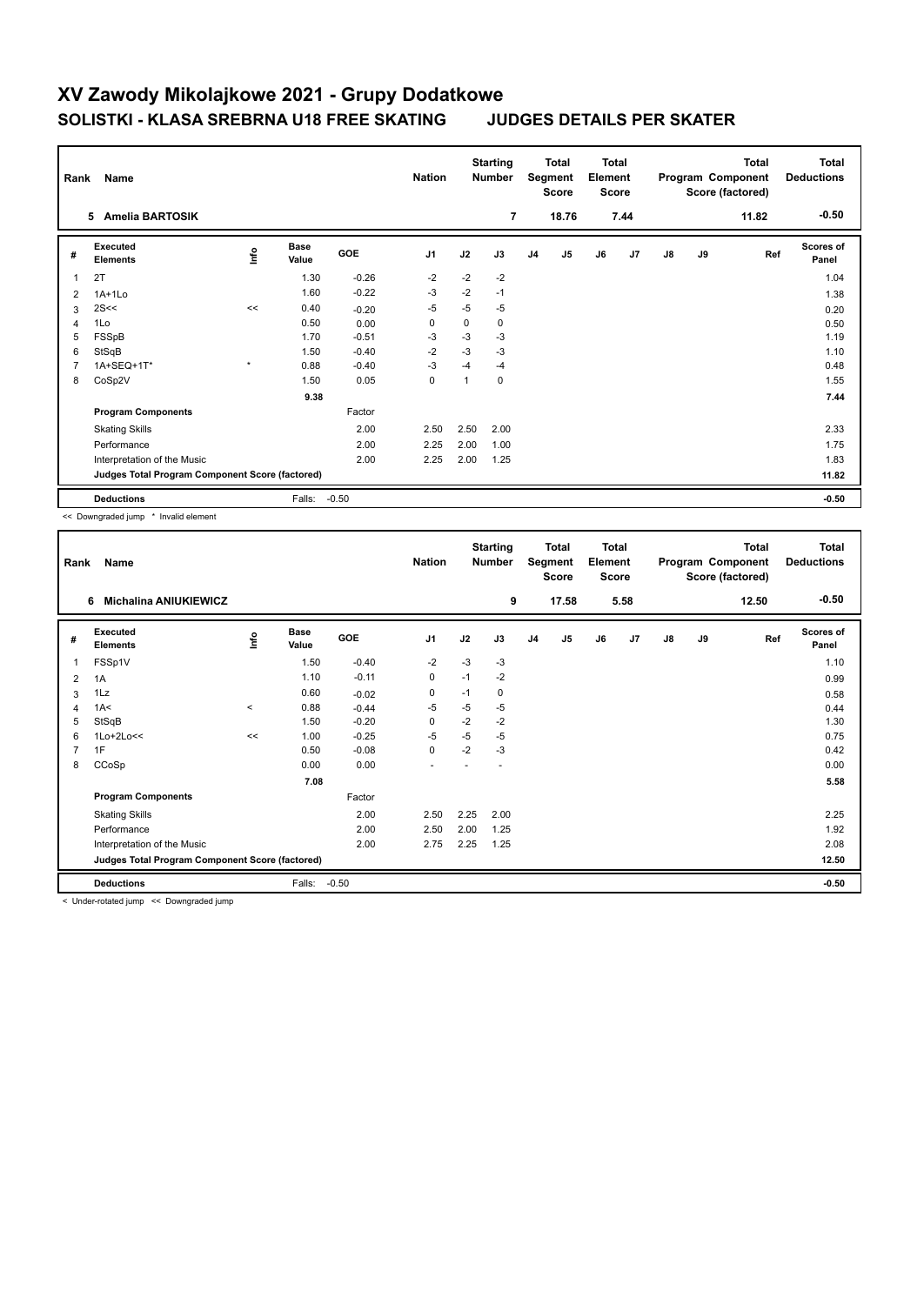# XV Zawody Mikolajkowe 2021 - Grupy Dodatkowe

## SOLISTKI - KLASA SREBRNA U18 FREE SKATING JUDGES DETAILS PER SKATER

| Rank | Name | | | | Nation | | Starting Number | | Total Segment Score | | Total Element Score | | | Total Program Component Score (factored) | Total Deductions |
|---|---|---|---|---|---|---|---|---|---|---|---|---|---|---|---|
| 5 | Amelia BARTOSIK | | | | | | 7 | | 18.76 | | 7.44 | | | 11.82 | -0.50 |

| # | Executed Elements | Info | Base Value | GOE | J1 | J2 | J3 | J4 | J5 | J6 | J7 | J8 | J9 | Ref | Scores of Panel |
|---|---|---|---|---|---|---|---|---|---|---|---|---|---|---|---|
| 1 | 2T | | 1.30 | -0.26 | -2 | -2 | -2 | | | | | | | | 1.04 |
| 2 | 1A+1Lo | | 1.60 | -0.22 | -3 | -2 | -1 | | | | | | | | 1.38 |
| 3 | 2S<< | << | 0.40 | -0.20 | -5 | -5 | -5 | | | | | | | | 0.20 |
| 4 | 1Lo | | 0.50 | 0.00 | 0 | 0 | 0 | | | | | | | | 0.50 |
| 5 | FSSpB | | 1.70 | -0.51 | -3 | -3 | -3 | | | | | | | | 1.19 |
| 6 | StSqB | | 1.50 | -0.40 | -2 | -3 | -3 | | | | | | | | 1.10 |
| 7 | 1A+SEQ+1T* | * | 0.88 | -0.40 | -3 | -4 | -4 | | | | | | | | 0.48 |
| 8 | CoSp2V | | 1.50 | 0.05 | 0 | 1 | 0 | | | | | | | | 1.55 |
| | | | 9.38 | | | | | | | | | | | | 7.44 |
| | **Program Components** | | | Factor | | | | | | | | | | | |
| | Skating Skills | | | 2.00 | 2.50 | 2.50 | 2.00 | | | | | | | | 2.33 |
| | Performance | | | 2.00 | 2.25 | 2.00 | 1.00 | | | | | | | | 1.75 |
| | Interpretation of the Music | | | 2.00 | 2.25 | 2.00 | 1.25 | | | | | | | | 1.83 |
| | **Judges Total Program Component Score (factored)** | | | | | | | | | | | | | | 11.82 |
| | **Deductions** | | Falls: | -0.50 | | | | | | | | | | | -0.50 |

<< Downgraded jump * Invalid element

| Rank | Name | | | | Nation | | Starting Number | | Total Segment Score | | Total Element Score | | | Total Program Component Score (factored) | Total Deductions |
|---|---|---|---|---|---|---|---|---|---|---|---|---|---|---|---|
| 6 | Michalina ANIUKIEWICZ | | | | | | 9 | | 17.58 | | 5.58 | | | 12.50 | -0.50 |

| # | Executed Elements | Info | Base Value | GOE | J1 | J2 | J3 | J4 | J5 | J6 | J7 | J8 | J9 | Ref | Scores of Panel |
|---|---|---|---|---|---|---|---|---|---|---|---|---|---|---|---|
| 1 | FSSp1V | | 1.50 | -0.40 | -2 | -3 | -3 | | | | | | | | 1.10 |
| 2 | 1A | | 1.10 | -0.11 | 0 | -1 | -2 | | | | | | | | 0.99 |
| 3 | 1Lz | | 0.60 | -0.02 | 0 | -1 | 0 | | | | | | | | 0.58 |
| 4 | 1A< | < | 0.88 | -0.44 | -5 | -5 | -5 | | | | | | | | 0.44 |
| 5 | StSqB | | 1.50 | -0.20 | 0 | -2 | -2 | | | | | | | | 1.30 |
| 6 | 1Lo+2Lo<< | << | 1.00 | -0.25 | -5 | -5 | -5 | | | | | | | | 0.75 |
| 7 | 1F | | 0.50 | -0.08 | 0 | -2 | -3 | | | | | | | | 0.42 |
| 8 | CCoSp | | 0.00 | 0.00 | - | - | - | | | | | | | | 0.00 |
| | | | 7.08 | | | | | | | | | | | | 5.58 |
| | **Program Components** | | | Factor | | | | | | | | | | | |
| | Skating Skills | | | 2.00 | 2.50 | 2.25 | 2.00 | | | | | | | | 2.25 |
| | Performance | | | 2.00 | 2.50 | 2.00 | 1.25 | | | | | | | | 1.92 |
| | Interpretation of the Music | | | 2.00 | 2.75 | 2.25 | 1.25 | | | | | | | | 2.08 |
| | **Judges Total Program Component Score (factored)** | | | | | | | | | | | | | | 12.50 |
| | **Deductions** | | Falls: | -0.50 | | | | | | | | | | | -0.50 |

< Under-rotated jump << Downgraded jump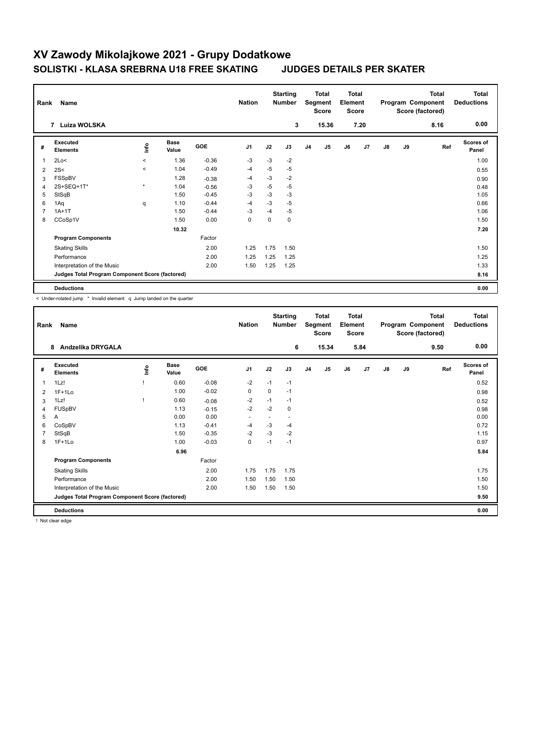# XV Zawody Mikolajkowe 2021 - Grupy Dodatkowe

## SOLISTKI - KLASA SREBRNA U18 FREE SKATING JUDGES DETAILS PER SKATER

| Rank | Name | Nation | Starting Number | Total Segment Score | Total Element Score | Total Program Component Score (factored) | Total Deductions |
|---|---|---|---|---|---|---|---|
| 7 | Luiza WOLSKA | | 3 | 15.36 | 7.20 | 8.16 | 0.00 |

| # | Executed Elements | Info | Base Value | GOE | J1 | J2 | J3 | J4 | J5 | J6 | J7 | J8 | J9 | Ref | Scores of Panel |
|---|---|---|---|---|---|---|---|---|---|---|---|---|---|---|---|
| 1 | 2Lo< | < | 1.36 | -0.36 | -3 | -3 | -2 | | | | | | | | 1.00 |
| 2 | 2S< | < | 1.04 | -0.49 | -4 | -5 | -5 | | | | | | | | 0.55 |
| 3 | FSSpBV | | 1.28 | -0.38 | -4 | -3 | -2 | | | | | | | | 0.90 |
| 4 | 2S+SEQ+1T* | * | 1.04 | -0.56 | -3 | -5 | -5 | | | | | | | | 0.48 |
| 5 | StSqB | | 1.50 | -0.45 | -3 | -3 | -3 | | | | | | | | 1.05 |
| 6 | 1Aq | q | 1.10 | -0.44 | -4 | -3 | -5 | | | | | | | | 0.66 |
| 7 | 1A+1T | | 1.50 | -0.44 | -3 | -4 | -5 | | | | | | | | 1.06 |
| 8 | CCoSp1V | | 1.50 | 0.00 | 0 | 0 | 0 | | | | | | | | 1.50 |
| | | | 10.32 | | | | | | | | | | | | 7.20 |
| | **Program Components** | | | Factor | | | | | | | | | | | |
| | Skating Skills | | | 2.00 | 1.25 | 1.75 | 1.50 | | | | | | | | 1.50 |
| | Performance | | | 2.00 | 1.25 | 1.25 | 1.25 | | | | | | | | 1.25 |
| | Interpretation of the Music | | | 2.00 | 1.50 | 1.25 | 1.25 | | | | | | | | 1.33 |
| | **Judges Total Program Component Score (factored)** | | | | | | | | | | | | | | 8.16 |
| | **Deductions** | | | | | | | | | | | | | | 0.00 |

< Under-rotated jump * Invalid element q Jump landed on the quarter

| Rank | Name | Nation | Starting Number | Total Segment Score | Total Element Score | Total Program Component Score (factored) | Total Deductions |
|---|---|---|---|---|---|---|---|
| 8 | Andzelika DRYGALA | | 6 | 15.34 | 5.84 | 9.50 | 0.00 |

| # | Executed Elements | Info | Base Value | GOE | J1 | J2 | J3 | J4 | J5 | J6 | J7 | J8 | J9 | Ref | Scores of Panel |
|---|---|---|---|---|---|---|---|---|---|---|---|---|---|---|---|
| 1 | 1Lz! | ! | 0.60 | -0.08 | -2 | -1 | -1 | | | | | | | | 0.52 |
| 2 | 1F+1Lo | | 1.00 | -0.02 | 0 | 0 | -1 | | | | | | | | 0.98 |
| 3 | 1Lz! | ! | 0.60 | -0.08 | -2 | -1 | -1 | | | | | | | | 0.52 |
| 4 | FUSpBV | | 1.13 | -0.15 | -2 | -2 | 0 | | | | | | | | 0.98 |
| 5 | A | | 0.00 | 0.00 | - | - | - | | | | | | | | 0.00 |
| 6 | CoSpBV | | 1.13 | -0.41 | -4 | -3 | -4 | | | | | | | | 0.72 |
| 7 | StSqB | | 1.50 | -0.35 | -2 | -3 | -2 | | | | | | | | 1.15 |
| 8 | 1F+1Lo | | 1.00 | -0.03 | 0 | -1 | -1 | | | | | | | | 0.97 |
| | | | 6.96 | | | | | | | | | | | | 5.84 |
| | **Program Components** | | | Factor | | | | | | | | | | | |
| | Skating Skills | | | 2.00 | 1.75 | 1.75 | 1.75 | | | | | | | | 1.75 |
| | Performance | | | 2.00 | 1.50 | 1.50 | 1.50 | | | | | | | | 1.50 |
| | Interpretation of the Music | | | 2.00 | 1.50 | 1.50 | 1.50 | | | | | | | | 1.50 |
| | **Judges Total Program Component Score (factored)** | | | | | | | | | | | | | | 9.50 |
| | **Deductions** | | | | | | | | | | | | | | 0.00 |

! Not clear edge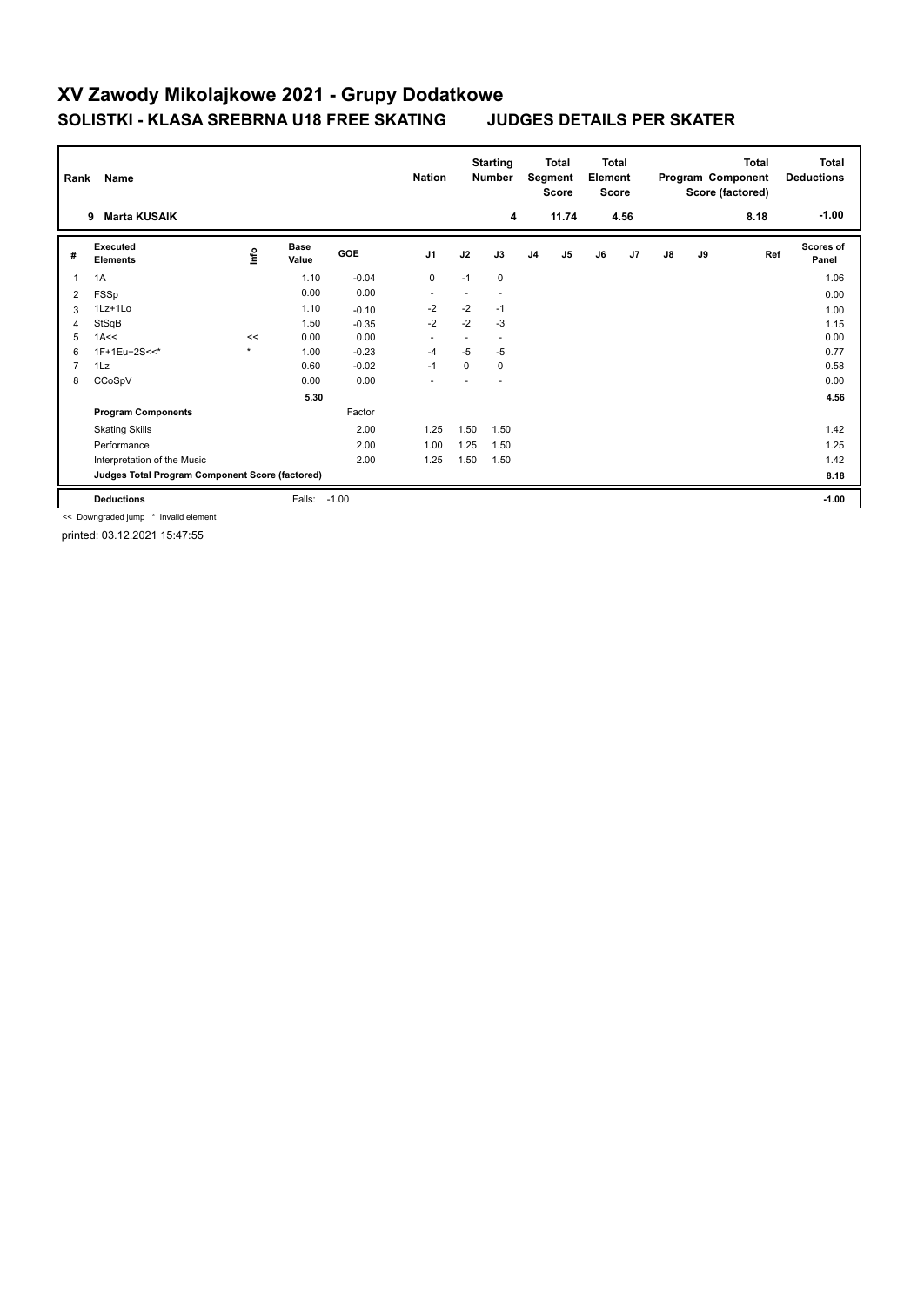# XV Zawody Mikolajkowe 2021 - Grupy Dodatkowe

## SOLISTKI - KLASA SREBRNA U18 FREE SKATING JUDGES DETAILS PER SKATER

| Rank | Name | Nation | Starting Number | Total Segment Score | Total Element Score | Total Program Component Score (factored) | Total Deductions |
|---|---|---|---|---|---|---|---|
| 9 | Marta KUSAIK | | 4 | 11.74 | 4.56 | 8.18 | -1.00 |

| # | Executed Elements | Info | Base Value | GOE | J1 | J2 | J3 | J4 | J5 | J6 | J7 | J8 | J9 | Ref | Scores of Panel |
|---|---|---|---|---|---|---|---|---|---|---|---|---|---|---|---|
| 1 | 1A | | 1.10 | -0.04 | 0 | -1 | 0 | | | | | | | | 1.06 |
| 2 | FSSp | | 0.00 | 0.00 | - | - | - | | | | | | | | 0.00 |
| 3 | 1Lz+1Lo | | 1.10 | -0.10 | -2 | -2 | -1 | | | | | | | | 1.00 |
| 4 | StSqB | | 1.50 | -0.35 | -2 | -2 | -3 | | | | | | | | 1.15 |
| 5 | 1A<< | << | 0.00 | 0.00 | - | - | - | | | | | | | | 0.00 |
| 6 | 1F+1Eu+2S<<* | * | 1.00 | -0.23 | -4 | -5 | -5 | | | | | | | | 0.77 |
| 7 | 1Lz | | 0.60 | -0.02 | -1 | 0 | 0 | | | | | | | | 0.58 |
| 8 | CCoSpV | | 0.00 | 0.00 | - | - | - | | | | | | | | 0.00 |
| | | | 5.30 | | | | | | | | | | | | 4.56 |
| | **Program Components** | | | Factor | | | | | | | | | | | |
| | Skating Skills | | | 2.00 | 1.25 | 1.50 | 1.50 | | | | | | | | 1.42 |
| | Performance | | | 2.00 | 1.00 | 1.25 | 1.50 | | | | | | | | 1.25 |
| | Interpretation of the Music | | | 2.00 | 1.25 | 1.50 | 1.50 | | | | | | | | 1.42 |
| | **Judges Total Program Component Score (factored)** | | | | | | | | | | | | | | 8.18 |
| | **Deductions** | | Falls: | -1.00 | | | | | | | | | | | -1.00 |

<< Downgraded jump * Invalid element

printed: 03.12.2021 15:47:55